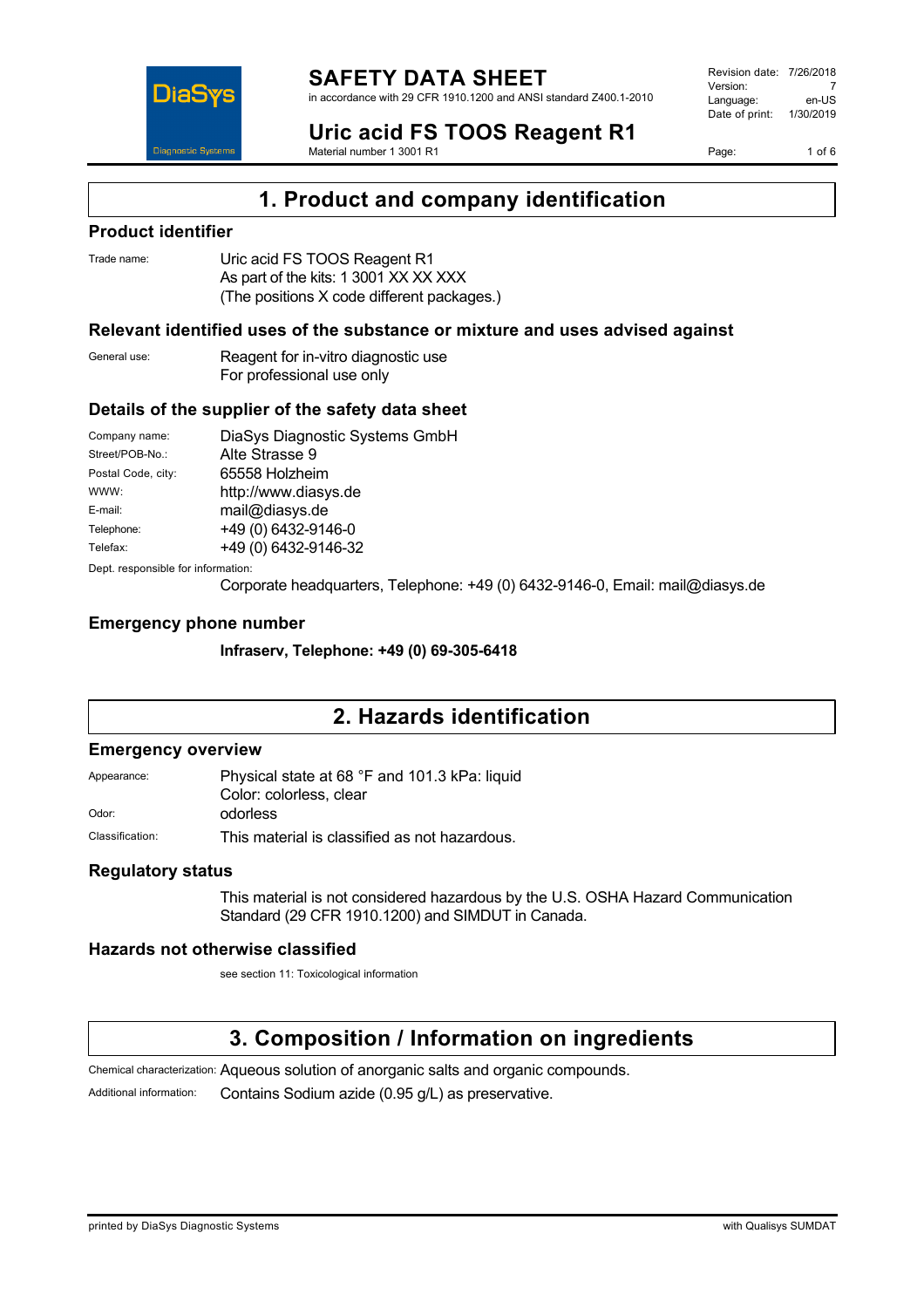# SAFETY DATA SHEET

in accordance with 29 CFR 1910.1200 and ANSI standard Z400.1-2010

Revision date: 7/26/2018
Version: 7
Language: en-US
Date of print: 1/30/2019

# Uric acid FS TOOS Reagent R1

Material number 1 3001 R1

## 1. Product and company identification

### Product identifier

Trade name: Uric acid FS TOOS Reagent R1
As part of the kits: 1 3001 XX XX XXX
(The positions X code different packages.)

### Relevant identified uses of the substance or mixture and uses advised against

General use: Reagent for in-vitro diagnostic use
For professional use only

### Details of the supplier of the safety data sheet

Company name: DiaSys Diagnostic Systems GmbH
Street/POB-No.: Alte Strasse 9
Postal Code, city: 65558 Holzheim
WWW: http://www.diasys.de
E-mail: mail@diasys.de
Telephone: +49 (0) 6432-9146-0
Telefax: +49 (0) 6432-9146-32

Dept. responsible for information:
Corporate headquarters, Telephone: +49 (0) 6432-9146-0, Email: mail@diasys.de

### Emergency phone number

**Infraserv, Telephone: +49 (0) 69-305-6418**

## 2. Hazards identification

### Emergency overview

Appearance: Physical state at 68 °F and 101.3 kPa: liquid
Color: colorless, clear

Odor: odorless

Classification: This material is classified as not hazardous.

### Regulatory status

This material is not considered hazardous by the U.S. OSHA Hazard Communication Standard (29 CFR 1910.1200) and SIMDUT in Canada.

### Hazards not otherwise classified

see section 11: Toxicological information

## 3. Composition / Information on ingredients

Chemical characterization: Aqueous solution of anorganic salts and organic compounds.

Additional information: Contains Sodium azide (0.95 g/L) as preservative.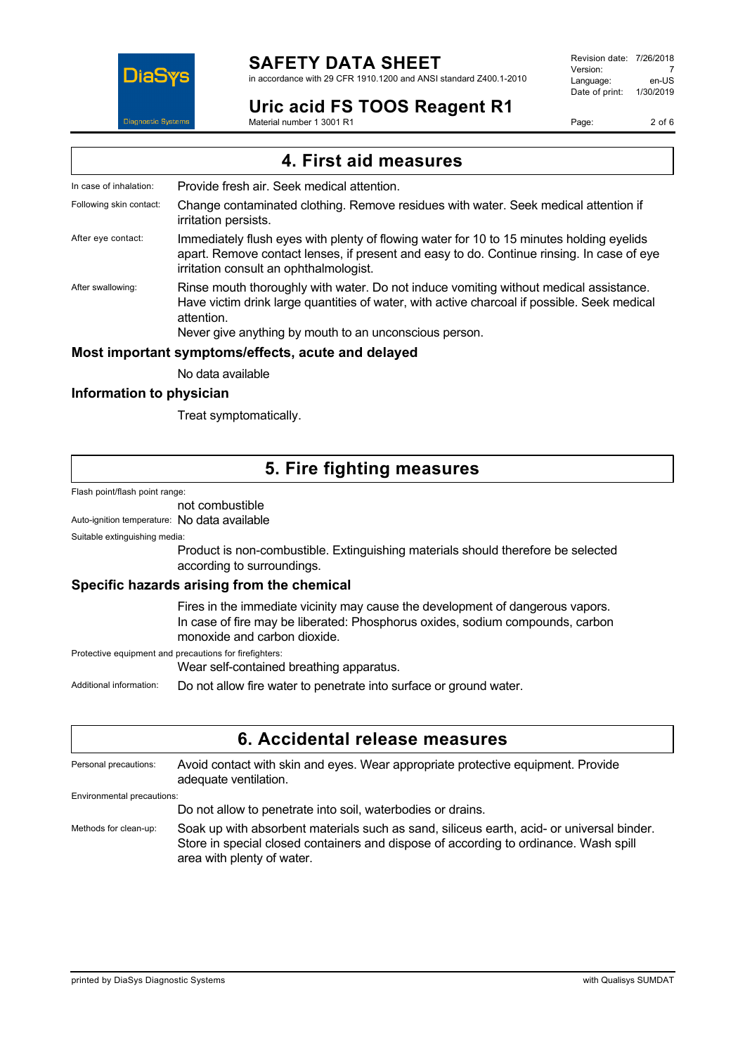## 4. First aid measures

**In case of inhalation:** Provide fresh air. Seek medical attention.

**Following skin contact:** Change contaminated clothing. Remove residues with water. Seek medical attention if irritation persists.

**After eye contact:** Immediately flush eyes with plenty of flowing water for 10 to 15 minutes holding eyelids apart. Remove contact lenses, if present and easy to do. Continue rinsing. In case of eye irritation consult an ophthalmologist.

**After swallowing:** Rinse mouth thoroughly with water. Do not induce vomiting without medical assistance. Have victim drink large quantities of water, with active charcoal if possible. Seek medical attention.
Never give anything by mouth to an unconscious person.

### Most important symptoms/effects, acute and delayed

No data available

### Information to physician

Treat symptomatically.

## 5. Fire fighting measures

**Flash point/flash point range:**
not combustible

**Auto-ignition temperature:** No data available

**Suitable extinguishing media:**
Product is non-combustible. Extinguishing materials should therefore be selected according to surroundings.

### Specific hazards arising from the chemical

Fires in the immediate vicinity may cause the development of dangerous vapors. In case of fire may be liberated: Phosphorus oxides, sodium compounds, carbon monoxide and carbon dioxide.

**Protective equipment and precautions for firefighters:**
Wear self-contained breathing apparatus.

**Additional information:** Do not allow fire water to penetrate into surface or ground water.

## 6. Accidental release measures

**Personal precautions:** Avoid contact with skin and eyes. Wear appropriate protective equipment. Provide adequate ventilation.

**Environmental precautions:**
Do not allow to penetrate into soil, waterbodies or drains.

**Methods for clean-up:** Soak up with absorbent materials such as sand, siliceus earth, acid- or universal binder. Store in special closed containers and dispose of according to ordinance. Wash spill area with plenty of water.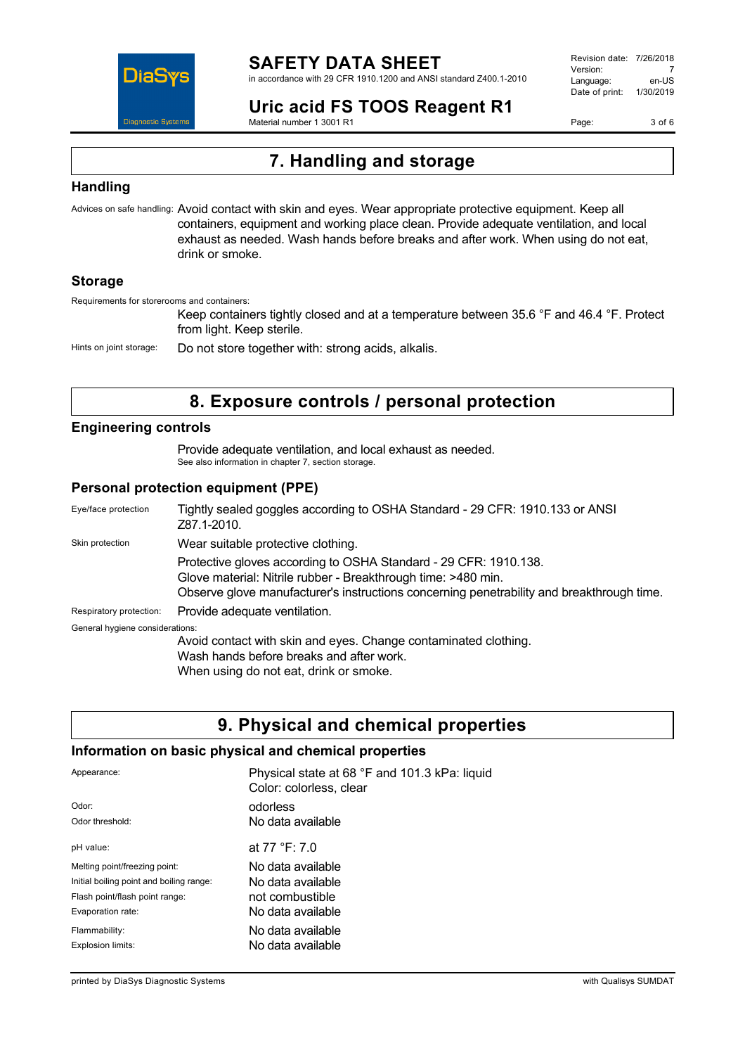## 7. Handling and storage

### Handling

Advices on safe handling: Avoid contact with skin and eyes. Wear appropriate protective equipment. Keep all containers, equipment and working place clean. Provide adequate ventilation, and local exhaust as needed. Wash hands before breaks and after work. When using do not eat, drink or smoke.

### Storage

Requirements for storerooms and containers:

Keep containers tightly closed and at a temperature between 35.6 °F and 46.4 °F. Protect from light. Keep sterile.

Hints on joint storage: Do not store together with: strong acids, alkalis.

## 8. Exposure controls / personal protection

### Engineering controls

Provide adequate ventilation, and local exhaust as needed.
See also information in chapter 7, section storage.

### Personal protection equipment (PPE)

Eye/face protection: Tightly sealed goggles according to OSHA Standard - 29 CFR: 1910.133 or ANSI Z87.1-2010.

Skin protection: Wear suitable protective clothing.

Protective gloves according to OSHA Standard - 29 CFR: 1910.138.
Glove material: Nitrile rubber - Breakthrough time: >480 min.
Observe glove manufacturer's instructions concerning penetrability and breakthrough time.

Respiratory protection: Provide adequate ventilation.

General hygiene considerations:

Avoid contact with skin and eyes. Change contaminated clothing.
Wash hands before breaks and after work.
When using do not eat, drink or smoke.

## 9. Physical and chemical properties

### Information on basic physical and chemical properties

| | |
|---|---|
| Appearance: | Physical state at 68 °F and 101.3 kPa: liquid<br>Color: colorless, clear |
| Odor: | odorless |
| Odor threshold: | No data available |
| pH value: | at 77 °F: 7.0 |
| Melting point/freezing point: | No data available |
| Initial boiling point and boiling range: | No data available |
| Flash point/flash point range: | not combustible |
| Evaporation rate: | No data available |
| Flammability: | No data available |
| Explosion limits: | No data available |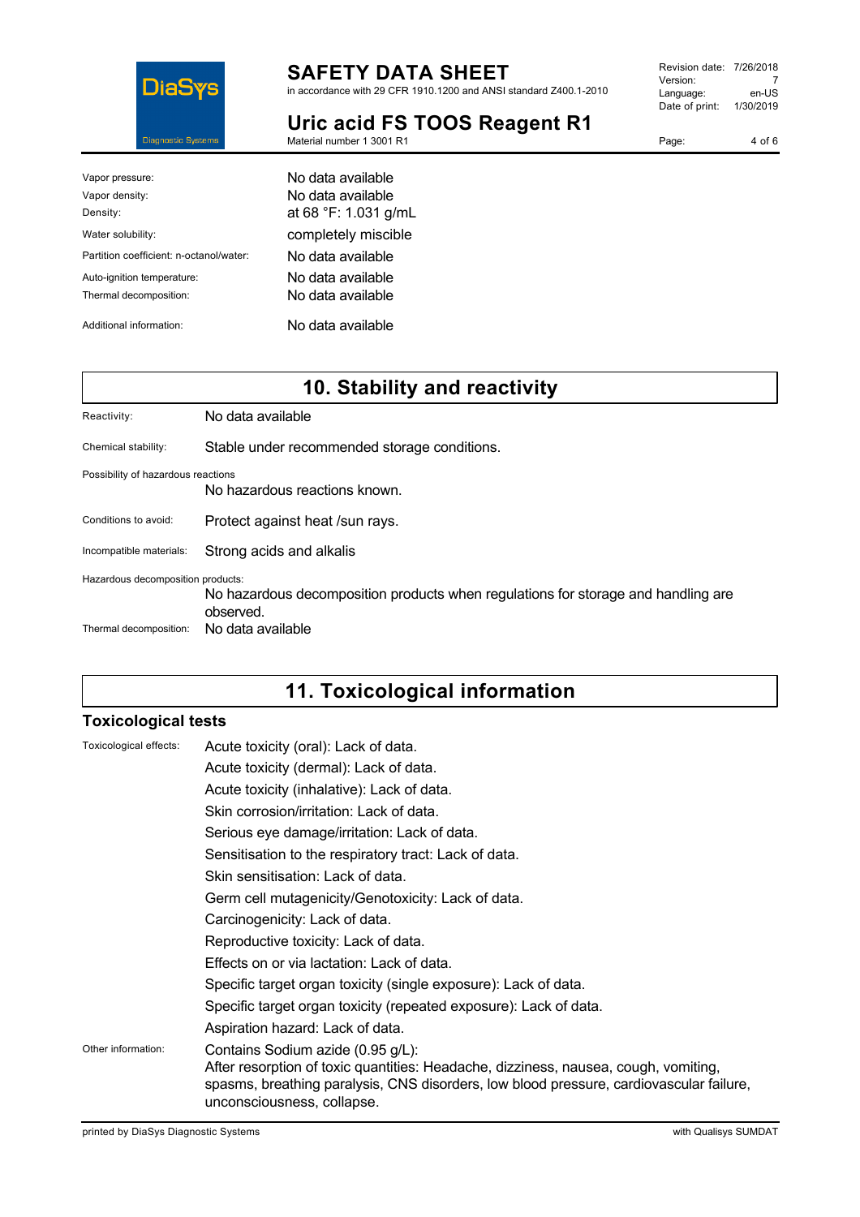| | |
|---|---|
| Vapor pressure: | No data available |
| Vapor density: | No data available |
| Density: | at 68 °F: 1.031 g/mL |
| Water solubility: | completely miscible |
| Partition coefficient: n-octanol/water: | No data available |
| Auto-ignition temperature: | No data available |
| Thermal decomposition: | No data available |
| Additional information: | No data available |

## 10. Stability and reactivity

Reactivity: No data available

Chemical stability: Stable under recommended storage conditions.

Possibility of hazardous reactions
No hazardous reactions known.

Conditions to avoid: Protect against heat /sun rays.

Incompatible materials: Strong acids and alkalis

Hazardous decomposition products:
No hazardous decomposition products when regulations for storage and handling are observed.

Thermal decomposition: No data available

## 11. Toxicological information

### Toxicological tests

Toxicological effects:
Acute toxicity (oral): Lack of data.
Acute toxicity (dermal): Lack of data.
Acute toxicity (inhalative): Lack of data.
Skin corrosion/irritation: Lack of data.
Serious eye damage/irritation: Lack of data.
Sensitisation to the respiratory tract: Lack of data.
Skin sensitisation: Lack of data.
Germ cell mutagenicity/Genotoxicity: Lack of data.
Carcinogenicity: Lack of data.
Reproductive toxicity: Lack of data.
Effects on or via lactation: Lack of data.
Specific target organ toxicity (single exposure): Lack of data.
Specific target organ toxicity (repeated exposure): Lack of data.
Aspiration hazard: Lack of data.

Other information:
Contains Sodium azide (0.95 g/L):
After resorption of toxic quantities: Headache, dizziness, nausea, cough, vomiting, spasms, breathing paralysis, CNS disorders, low blood pressure, cardiovascular failure, unconsciousness, collapse.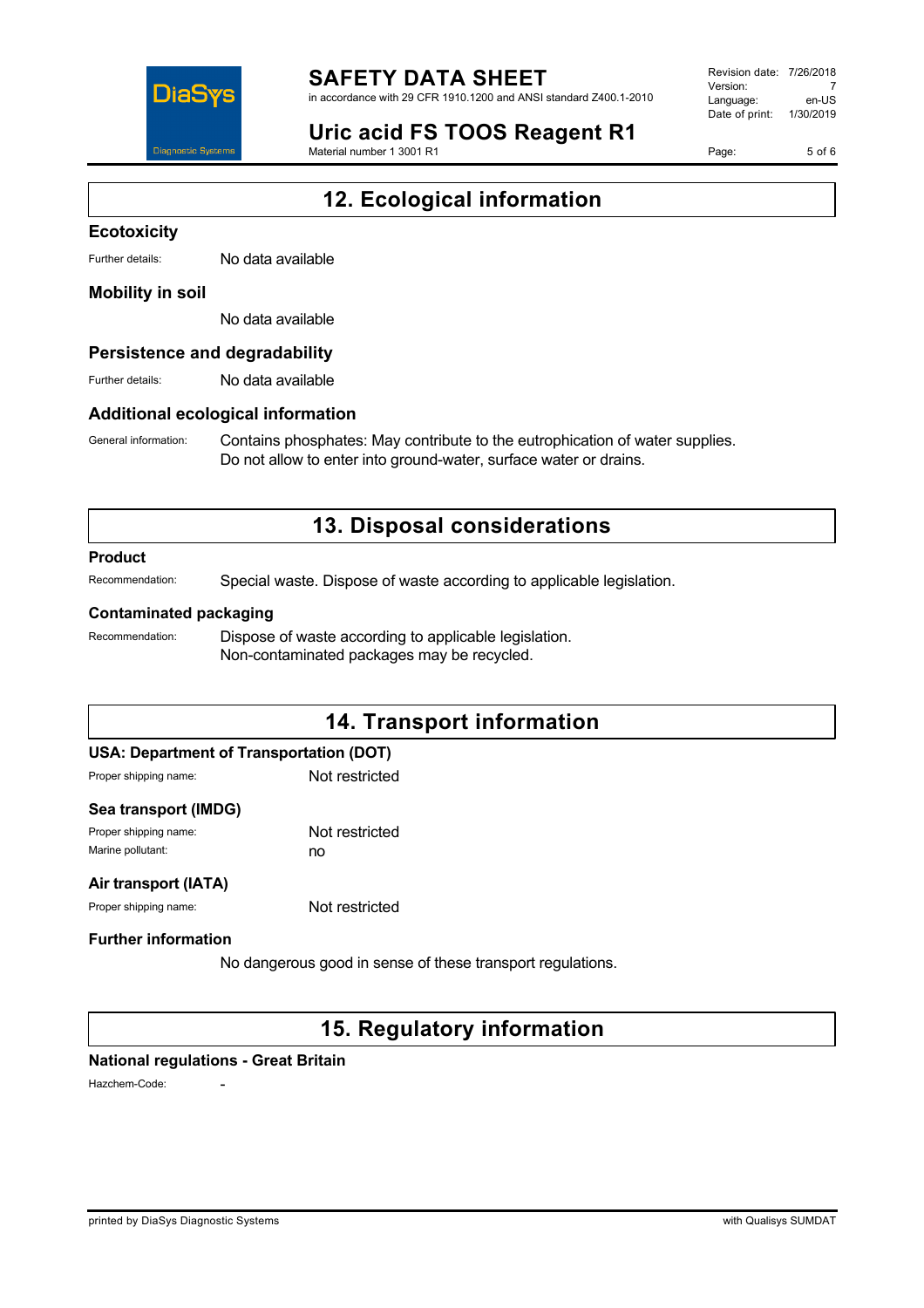## 12. Ecological information

### Ecotoxicity

Further details: No data available

### Mobility in soil

No data available

### Persistence and degradability

Further details: No data available

### Additional ecological information

General information: Contains phosphates: May contribute to the eutrophication of water supplies. Do not allow to enter into ground-water, surface water or drains.

## 13. Disposal considerations

### Product

Recommendation: Special waste. Dispose of waste according to applicable legislation.

### Contaminated packaging

Recommendation: Dispose of waste according to applicable legislation. Non-contaminated packages may be recycled.

## 14. Transport information

### USA: Department of Transportation (DOT)

Proper shipping name: Not restricted

### Sea transport (IMDG)

Proper shipping name: Not restricted

Marine pollutant: no

### Air transport (IATA)

Proper shipping name: Not restricted

### Further information

No dangerous good in sense of these transport regulations.

## 15. Regulatory information

### National regulations - Great Britain

Hazchem-Code: -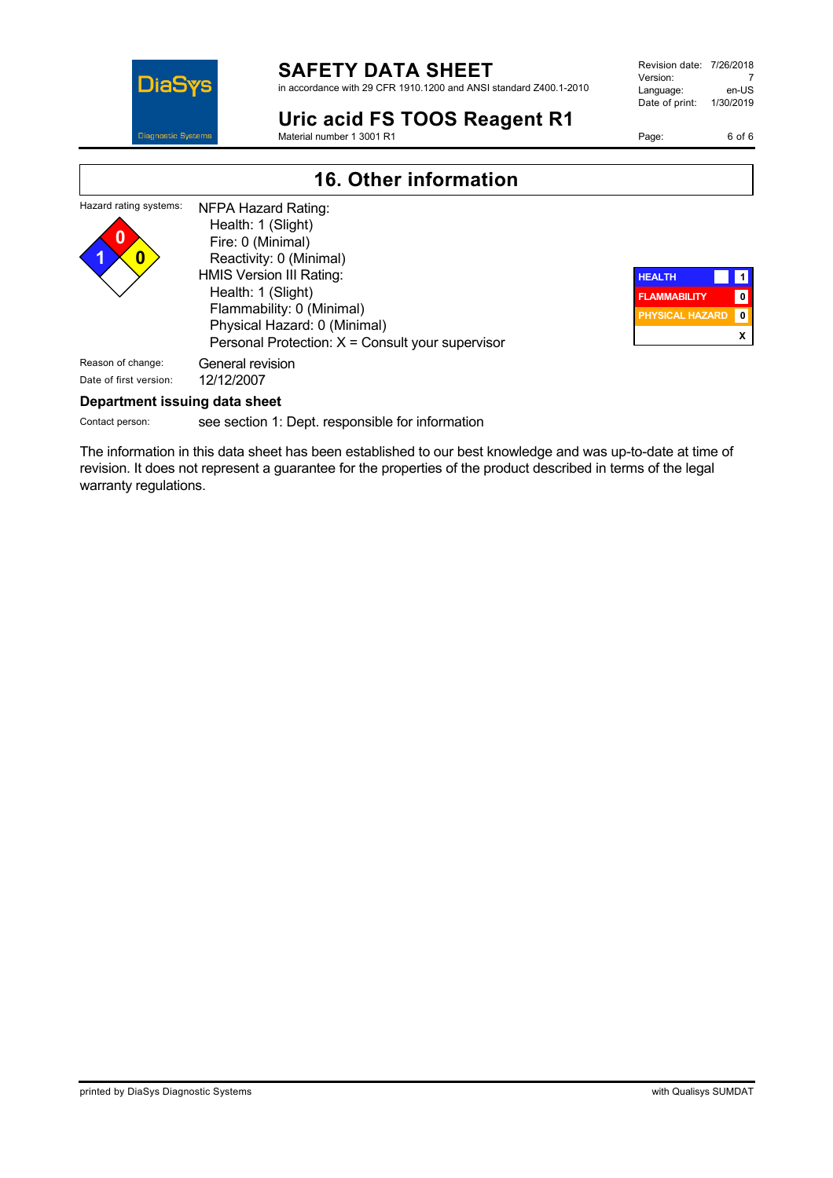## 16. Other information

Hazard rating systems:

NFPA Hazard Rating:
- Health: 1 (Slight)
- Fire: 0 (Minimal)
- Reactivity: 0 (Minimal)

HMIS Version III Rating:
- Health: 1 (Slight)
- Flammability: 0 (Minimal)
- Physical Hazard: 0 (Minimal)
- Personal Protection: X = Consult your supervisor

| | | |
|---|---|---|
| HEALTH | | 1 |
| FLAMMABILITY | | 0 |
| PHYSICAL HAZARD | | 0 |
| | | X |

Reason of change: General revision

Date of first version: 12/12/2007

### Department issuing data sheet

Contact person: see section 1: Dept. responsible for information

The information in this data sheet has been established to our best knowledge and was up-to-date at time of revision. It does not represent a guarantee for the properties of the product described in terms of the legal warranty regulations.